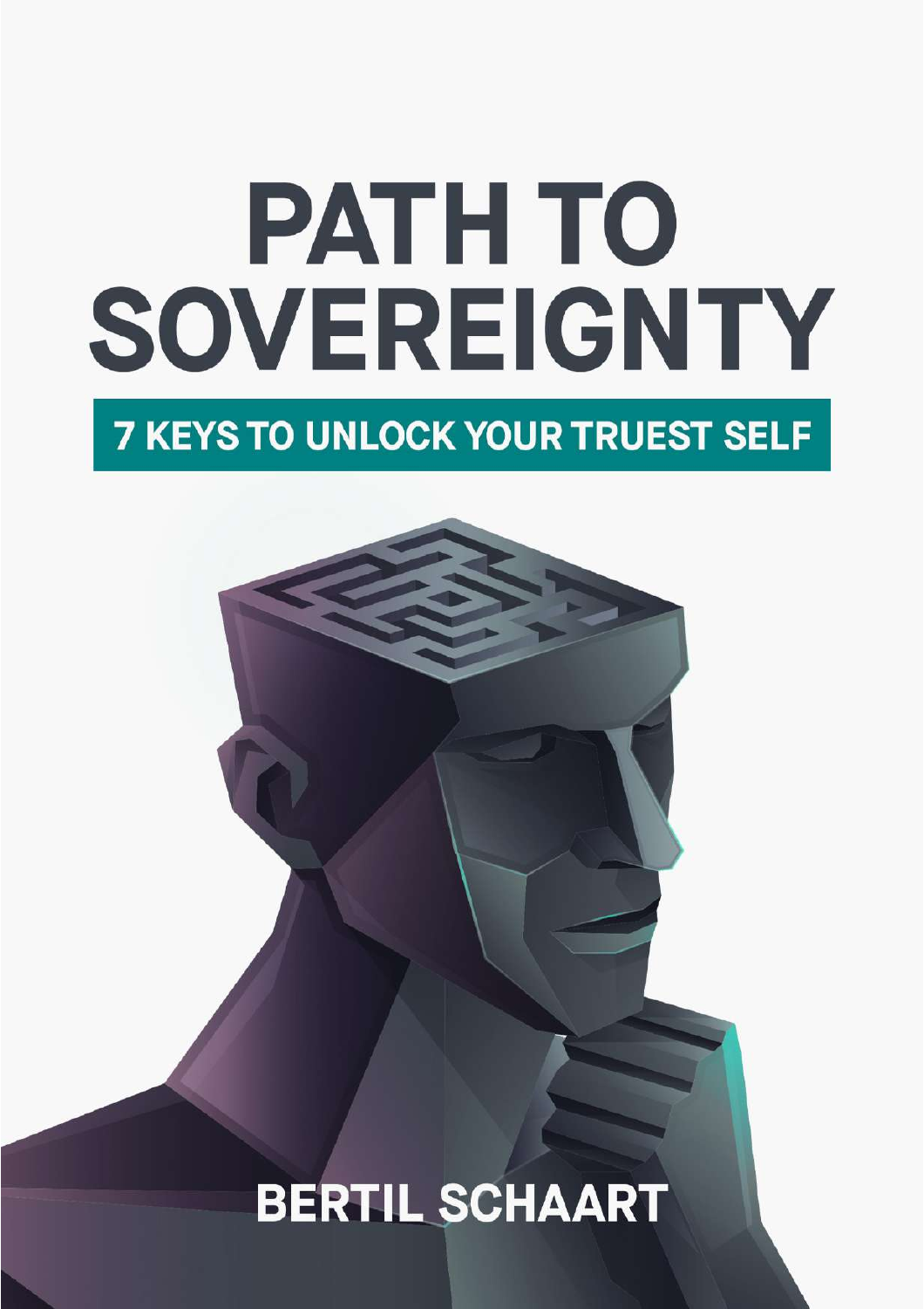# PATH TO SOVEREIGNTY

## 7 KEYS TO UNLOCK YOUR TRUEST SELF

BERTIL SCHAART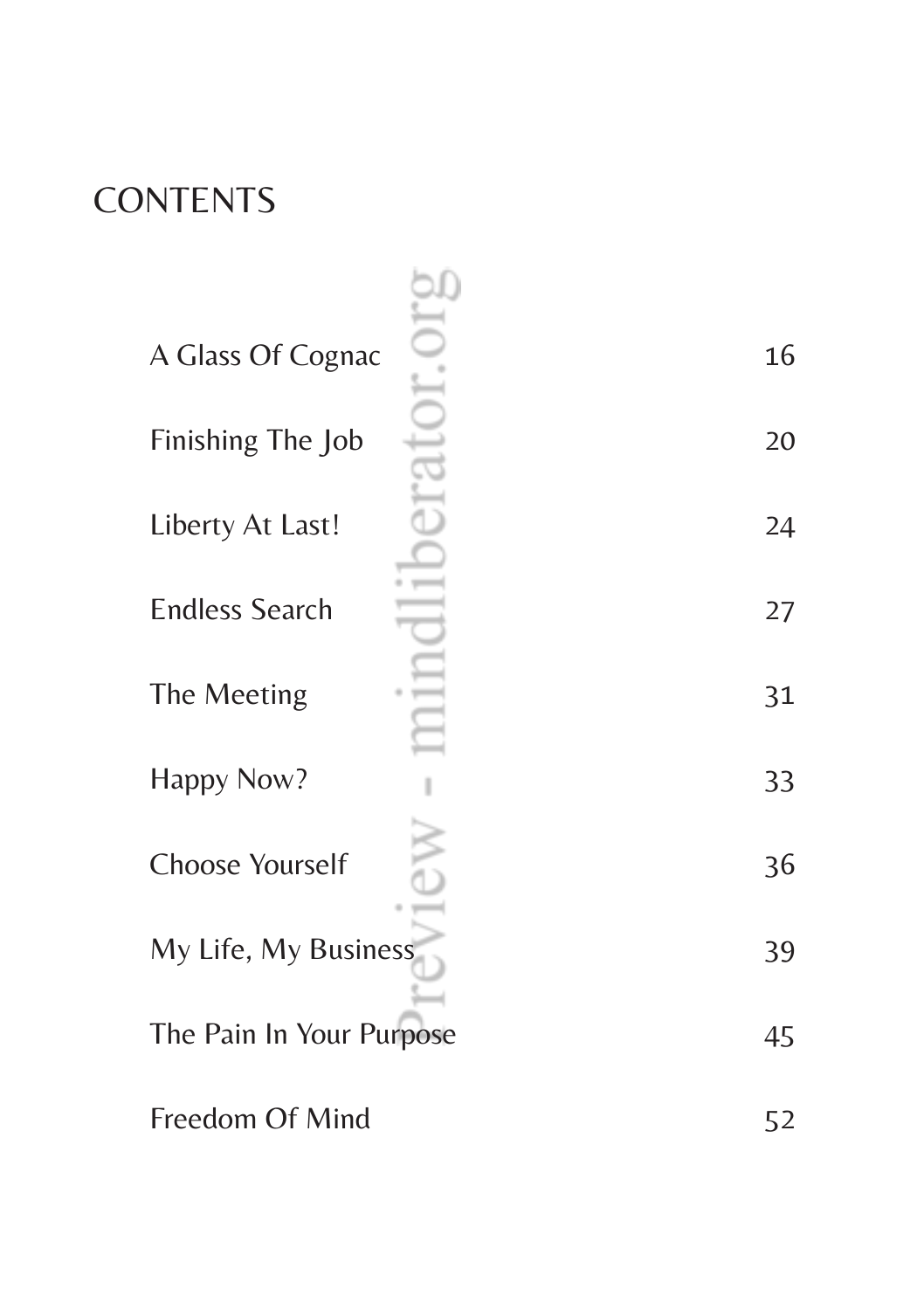# CONTENTS

| | |
|---|---|
| A Glass Of Cognac | 16 |
| Finishing The Job | 20 |
| Liberty At Last! | 24 |
| Endless Search | 27 |
| The Meeting | 31 |
| Happy Now? | 33 |
| Choose Yourself | 36 |
| My Life, My Business | 39 |
| The Pain In Your Purpose | 45 |
| Freedom Of Mind | 52 |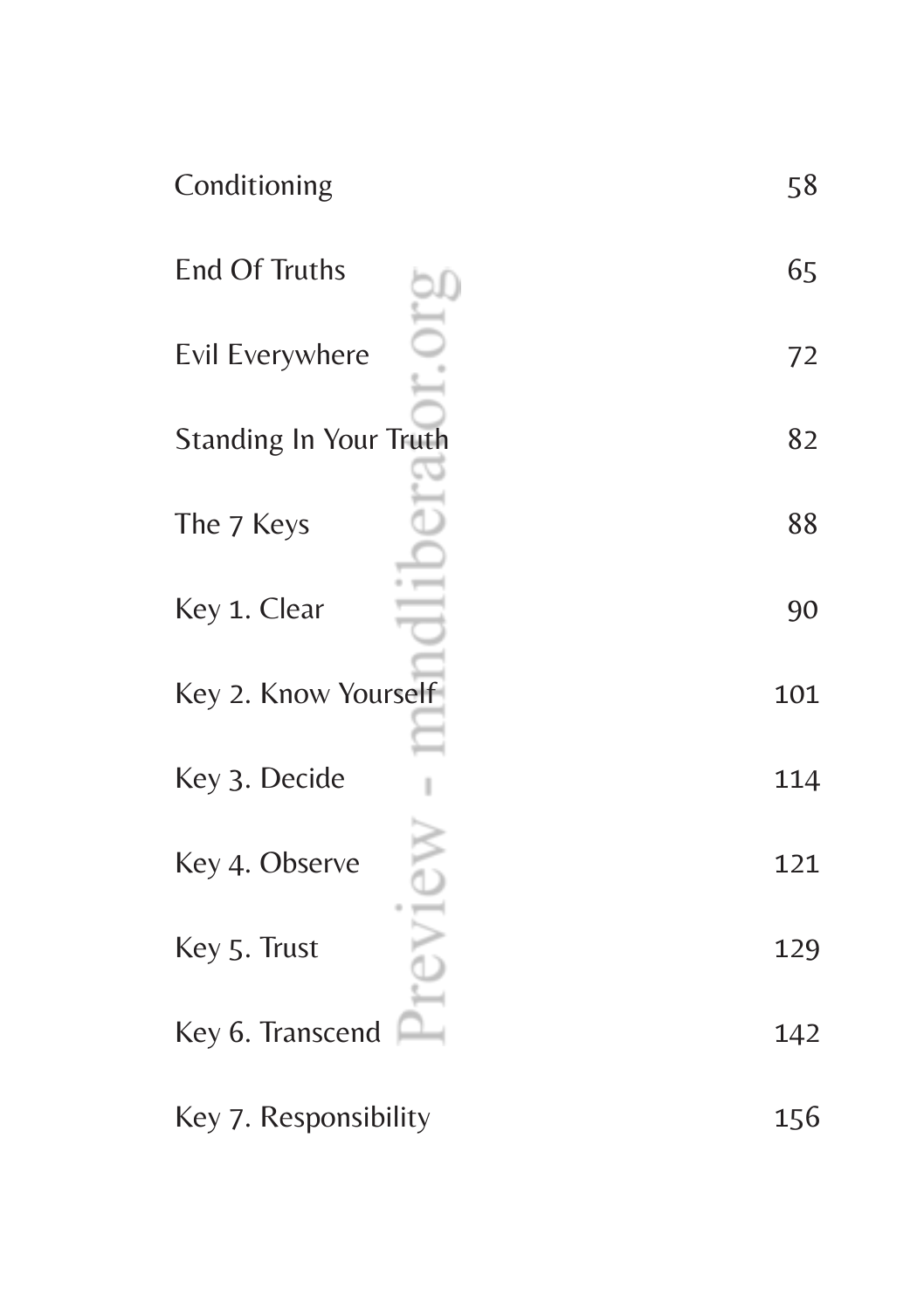| | |
|---|---|
| Conditioning | 58 |
| End Of Truths | 65 |
| Evil Everywhere | 72 |
| Standing In Your Truth | 82 |
| The 7 Keys | 88 |
| Key 1. Clear | 90 |
| Key 2. Know Yourself | 101 |
| Key 3. Decide | 114 |
| Key 4. Observe | 121 |
| Key 5. Trust | 129 |
| Key 6. Transcend | 142 |
| Key 7. Responsibility | 156 |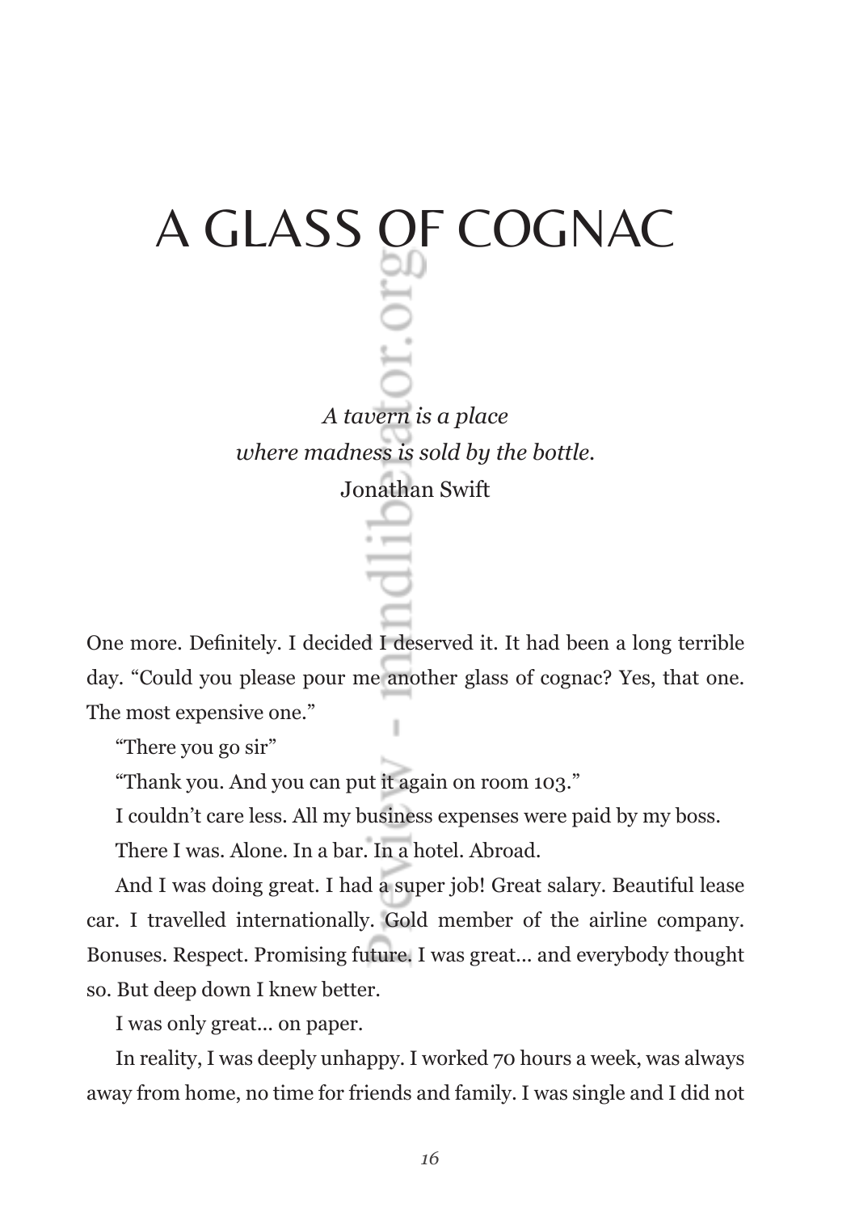# A GLASS OF COGNAC

*A tavern is a place*
*where madness is sold by the bottle.*
Jonathan Swift

One more. Definitely. I decided I deserved it. It had been a long terrible day. "Could you please pour me another glass of cognac? Yes, that one. The most expensive one."

"There you go sir"

"Thank you. And you can put it again on room 103."

I couldn't care less. All my business expenses were paid by my boss.

There I was. Alone. In a bar. In a hotel. Abroad.

And I was doing great. I had a super job! Great salary. Beautiful lease car. I travelled internationally. Gold member of the airline company. Bonuses. Respect. Promising future. I was great... and everybody thought so. But deep down I knew better.

I was only great... on paper.

In reality, I was deeply unhappy. I worked 70 hours a week, was always away from home, no time for friends and family. I was single and I did not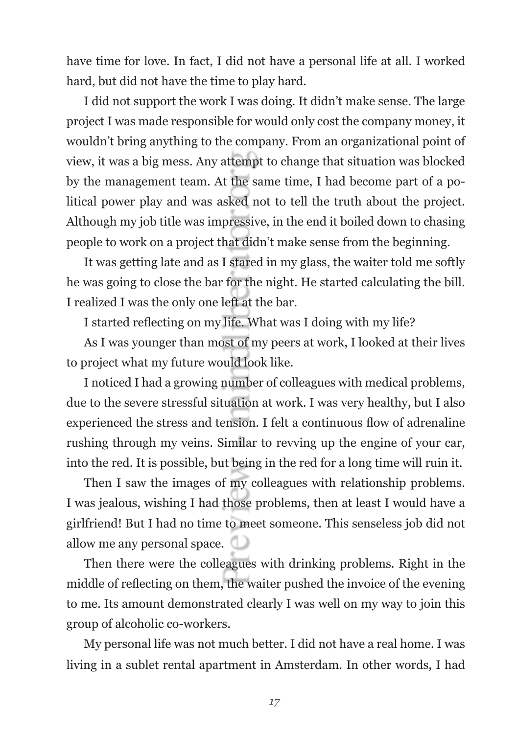have time for love. In fact, I did not have a personal life at all. I worked hard, but did not have the time to play hard.

I did not support the work I was doing. It didn't make sense. The large project I was made responsible for would only cost the company money, it wouldn't bring anything to the company. From an organizational point of view, it was a big mess. Any attempt to change that situation was blocked by the management team. At the same time, I had become part of a political power play and was asked not to tell the truth about the project. Although my job title was impressive, in the end it boiled down to chasing people to work on a project that didn't make sense from the beginning.

It was getting late and as I stared in my glass, the waiter told me softly he was going to close the bar for the night. He started calculating the bill. I realized I was the only one left at the bar.

I started reflecting on my life. What was I doing with my life?

As I was younger than most of my peers at work, I looked at their lives to project what my future would look like.

I noticed I had a growing number of colleagues with medical problems, due to the severe stressful situation at work. I was very healthy, but I also experienced the stress and tension. I felt a continuous flow of adrenaline rushing through my veins. Similar to revving up the engine of your car, into the red. It is possible, but being in the red for a long time will ruin it.

Then I saw the images of my colleagues with relationship problems. I was jealous, wishing I had those problems, then at least I would have a girlfriend! But I had no time to meet someone. This senseless job did not allow me any personal space.

Then there were the colleagues with drinking problems. Right in the middle of reflecting on them, the waiter pushed the invoice of the evening to me. Its amount demonstrated clearly I was well on my way to join this group of alcoholic co-workers.

My personal life was not much better. I did not have a real home. I was living in a sublet rental apartment in Amsterdam. In other words, I had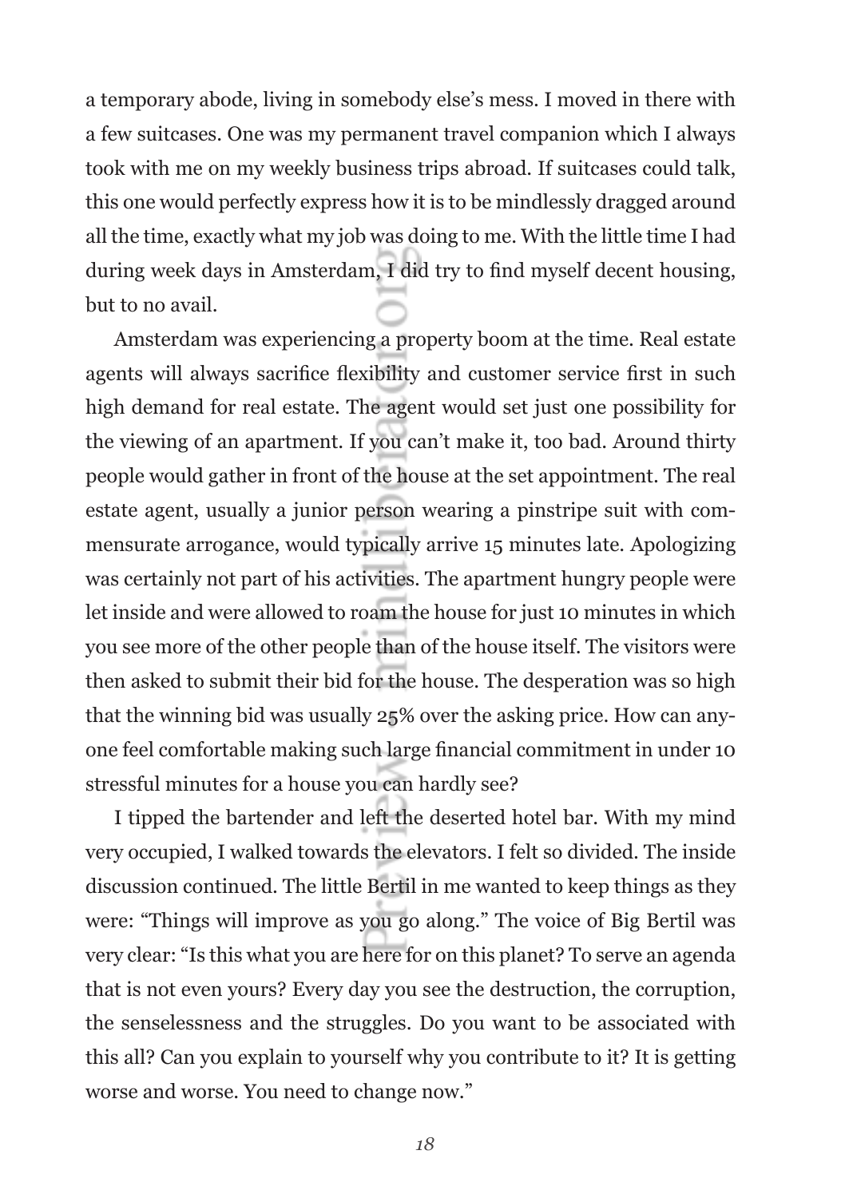a temporary abode, living in somebody else's mess. I moved in there with a few suitcases. One was my permanent travel companion which I always took with me on my weekly business trips abroad. If suitcases could talk, this one would perfectly express how it is to be mindlessly dragged around all the time, exactly what my job was doing to me. With the little time I had during week days in Amsterdam, I did try to find myself decent housing, but to no avail.

Amsterdam was experiencing a property boom at the time. Real estate agents will always sacrifice flexibility and customer service first in such high demand for real estate. The agent would set just one possibility for the viewing of an apartment. If you can't make it, too bad. Around thirty people would gather in front of the house at the set appointment. The real estate agent, usually a junior person wearing a pinstripe suit with commensurate arrogance, would typically arrive 15 minutes late. Apologizing was certainly not part of his activities. The apartment hungry people were let inside and were allowed to roam the house for just 10 minutes in which you see more of the other people than of the house itself. The visitors were then asked to submit their bid for the house. The desperation was so high that the winning bid was usually 25% over the asking price. How can anyone feel comfortable making such large financial commitment in under 10 stressful minutes for a house you can hardly see?

I tipped the bartender and left the deserted hotel bar. With my mind very occupied, I walked towards the elevators. I felt so divided. The inside discussion continued. The little Bertil in me wanted to keep things as they were: "Things will improve as you go along." The voice of Big Bertil was very clear: "Is this what you are here for on this planet? To serve an agenda that is not even yours? Every day you see the destruction, the corruption, the senselessness and the struggles. Do you want to be associated with this all? Can you explain to yourself why you contribute to it? It is getting worse and worse. You need to change now."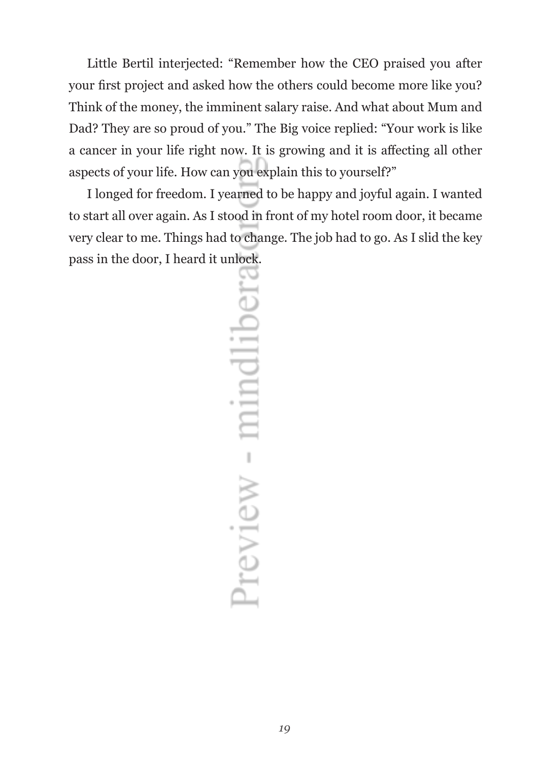Little Bertil interjected: "Remember how the CEO praised you after your first project and asked how the others could become more like you? Think of the money, the imminent salary raise. And what about Mum and Dad? They are so proud of you." The Big voice replied: "Your work is like a cancer in your life right now. It is growing and it is affecting all other aspects of your life. How can you explain this to yourself?"

I longed for freedom. I yearned to be happy and joyful again. I wanted to start all over again. As I stood in front of my hotel room door, it became very clear to me. Things had to change. The job had to go. As I slid the key pass in the door, I heard it unlock.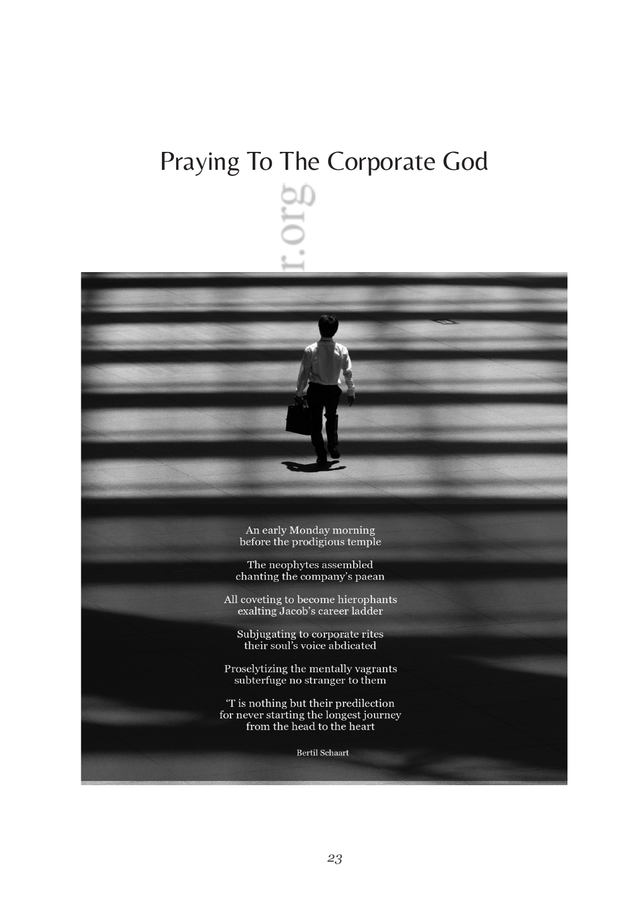# Praying To The Corporate God

An early Monday morning
before the prodigious temple

The neophytes assembled
chanting the company's paean

All coveting to become hierophants
exalting Jacob's career ladder

Subjugating to corporate rites
their soul's voice abdicated

Proselytizing the mentally vagrants
subterfuge no stranger to them

'T is nothing but their predilection
for never starting the longest journey
from the head to the heart

Bertil Schaart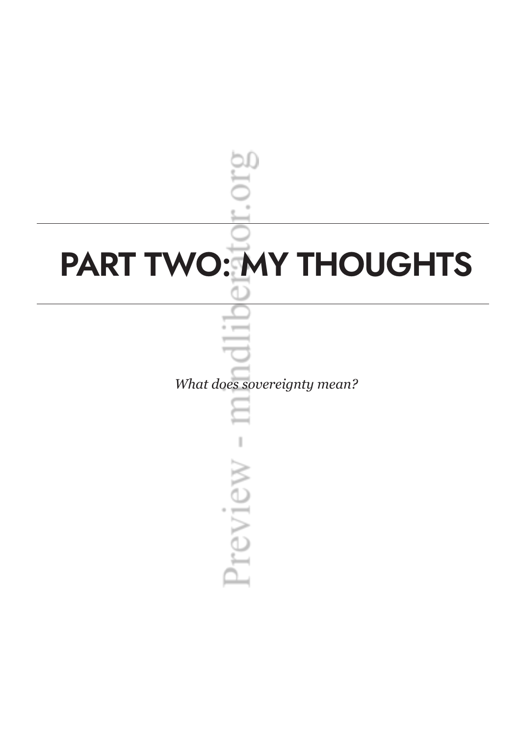# PART TWO: MY THOUGHTS

*What does sovereignty mean?*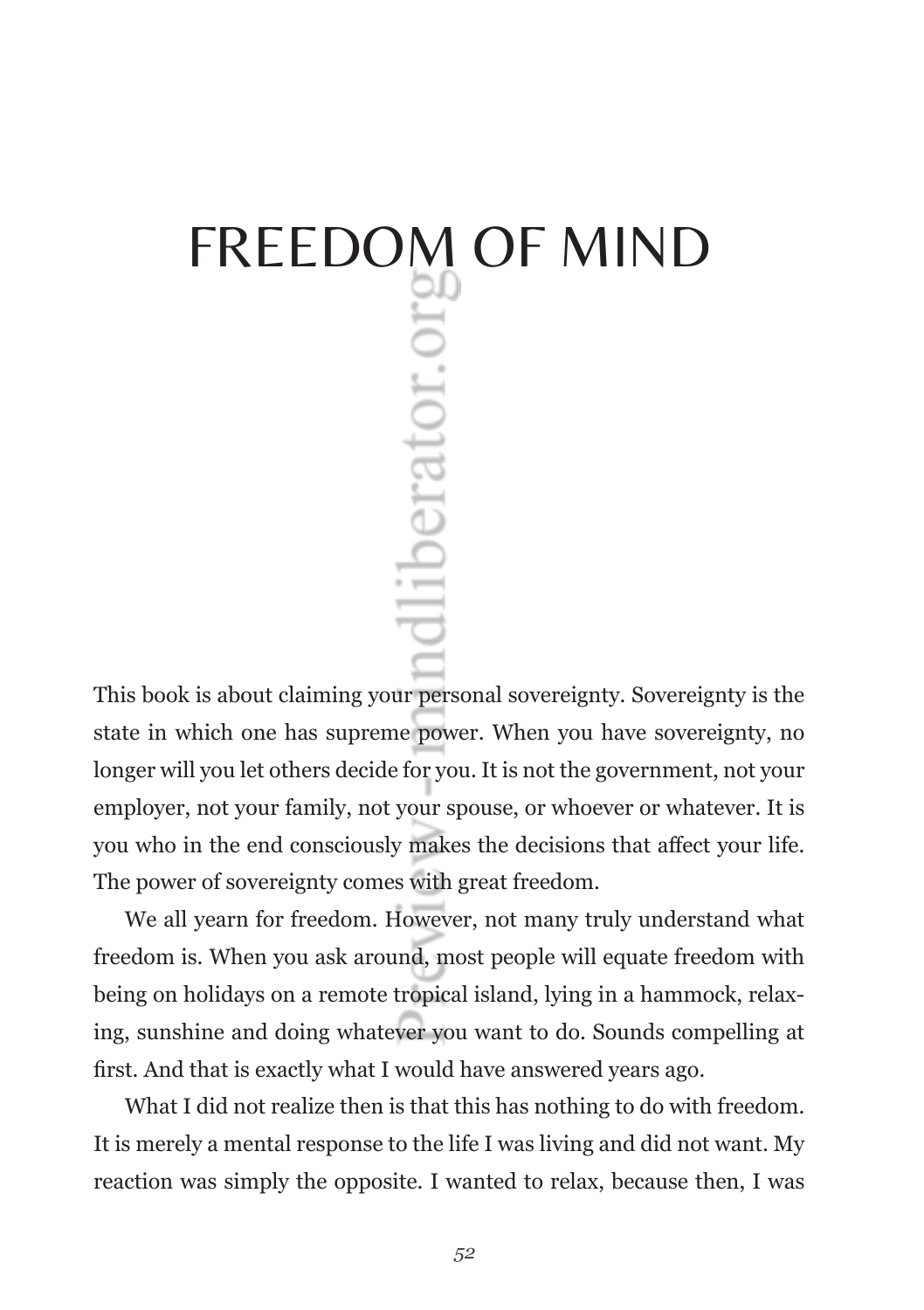# FREEDOM OF MIND

This book is about claiming your personal sovereignty. Sovereignty is the state in which one has supreme power. When you have sovereignty, no longer will you let others decide for you. It is not the government, not your employer, not your family, not your spouse, or whoever or whatever. It is you who in the end consciously makes the decisions that affect your life. The power of sovereignty comes with great freedom.

We all yearn for freedom. However, not many truly understand what freedom is. When you ask around, most people will equate freedom with being on holidays on a remote tropical island, lying in a hammock, relaxing, sunshine and doing whatever you want to do. Sounds compelling at first. And that is exactly what I would have answered years ago.

What I did not realize then is that this has nothing to do with freedom. It is merely a mental response to the life I was living and did not want. My reaction was simply the opposite. I wanted to relax, because then, I was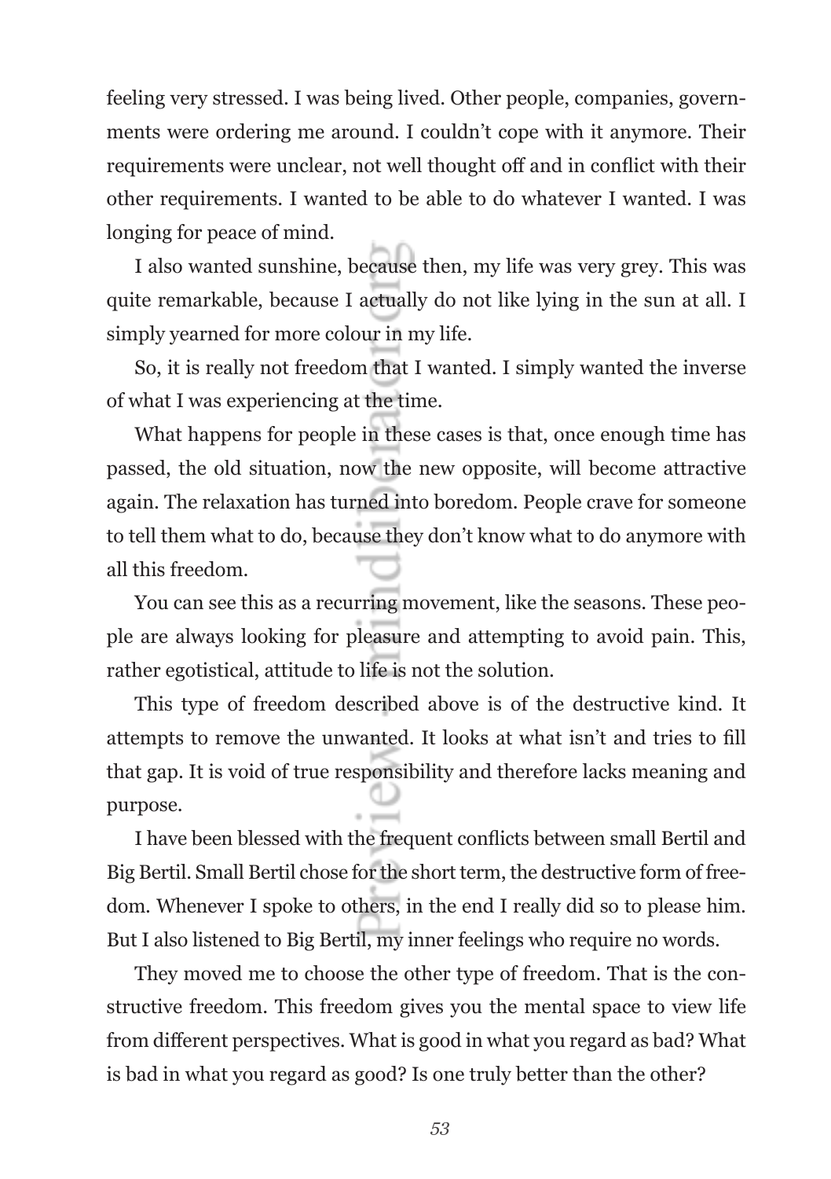feeling very stressed. I was being lived. Other people, companies, governments were ordering me around. I couldn't cope with it anymore. Their requirements were unclear, not well thought off and in conflict with their other requirements. I wanted to be able to do whatever I wanted. I was longing for peace of mind.

I also wanted sunshine, because then, my life was very grey. This was quite remarkable, because I actually do not like lying in the sun at all. I simply yearned for more colour in my life.

So, it is really not freedom that I wanted. I simply wanted the inverse of what I was experiencing at the time.

What happens for people in these cases is that, once enough time has passed, the old situation, now the new opposite, will become attractive again. The relaxation has turned into boredom. People crave for someone to tell them what to do, because they don't know what to do anymore with all this freedom.

You can see this as a recurring movement, like the seasons. These people are always looking for pleasure and attempting to avoid pain. This, rather egotistical, attitude to life is not the solution.

This type of freedom described above is of the destructive kind. It attempts to remove the unwanted. It looks at what isn't and tries to fill that gap. It is void of true responsibility and therefore lacks meaning and purpose.

I have been blessed with the frequent conflicts between small Bertil and Big Bertil. Small Bertil chose for the short term, the destructive form of freedom. Whenever I spoke to others, in the end I really did so to please him. But I also listened to Big Bertil, my inner feelings who require no words.

They moved me to choose the other type of freedom. That is the constructive freedom. This freedom gives you the mental space to view life from different perspectives. What is good in what you regard as bad? What is bad in what you regard as good? Is one truly better than the other?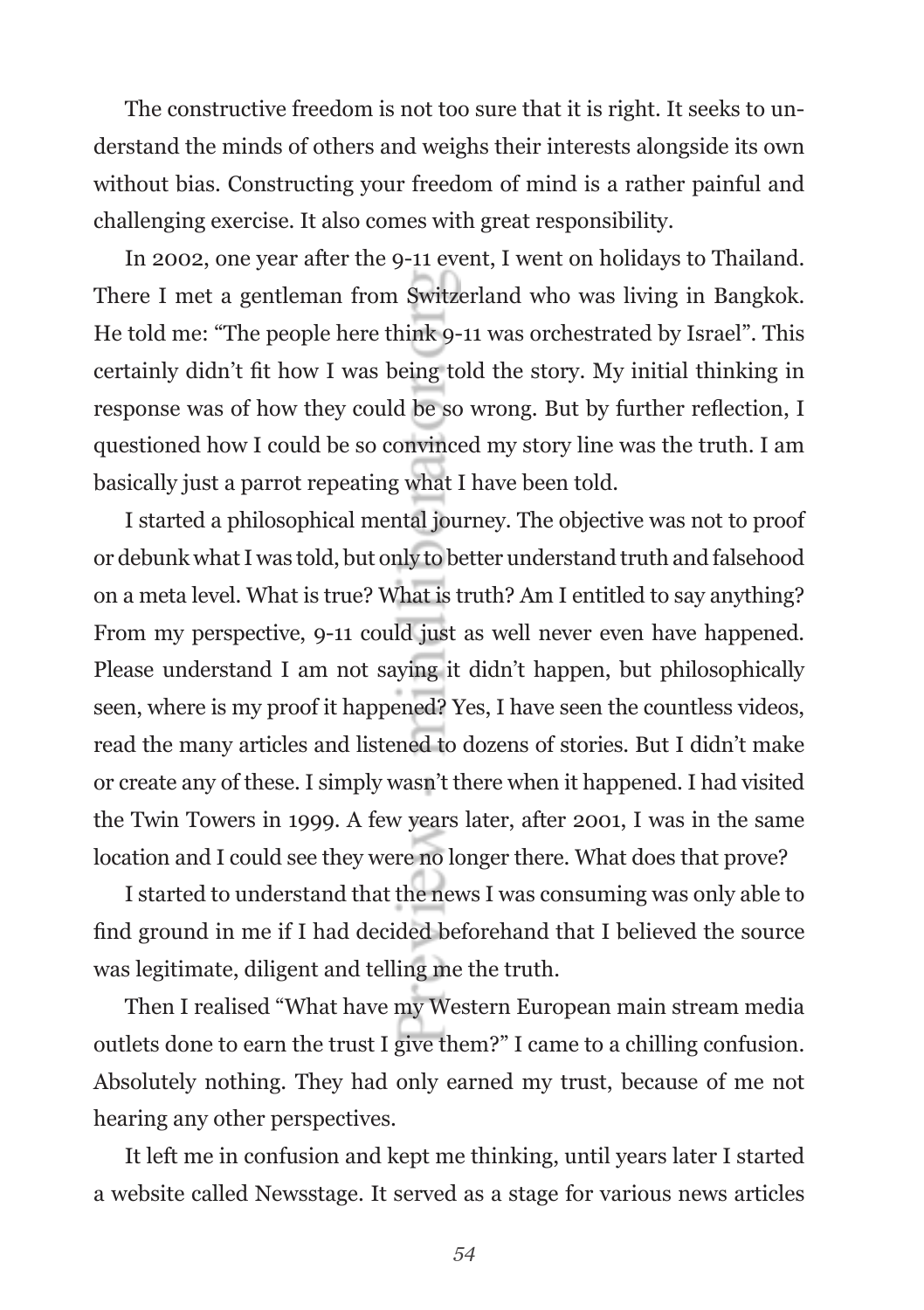The constructive freedom is not too sure that it is right. It seeks to understand the minds of others and weighs their interests alongside its own without bias. Constructing your freedom of mind is a rather painful and challenging exercise. It also comes with great responsibility.

In 2002, one year after the 9-11 event, I went on holidays to Thailand. There I met a gentleman from Switzerland who was living in Bangkok. He told me: "The people here think 9-11 was orchestrated by Israel". This certainly didn't fit how I was being told the story. My initial thinking in response was of how they could be so wrong. But by further reflection, I questioned how I could be so convinced my story line was the truth. I am basically just a parrot repeating what I have been told.

I started a philosophical mental journey. The objective was not to proof or debunk what I was told, but only to better understand truth and falsehood on a meta level. What is true? What is truth? Am I entitled to say anything? From my perspective, 9-11 could just as well never even have happened. Please understand I am not saying it didn't happen, but philosophically seen, where is my proof it happened? Yes, I have seen the countless videos, read the many articles and listened to dozens of stories. But I didn't make or create any of these. I simply wasn't there when it happened. I had visited the Twin Towers in 1999. A few years later, after 2001, I was in the same location and I could see they were no longer there. What does that prove?

I started to understand that the news I was consuming was only able to find ground in me if I had decided beforehand that I believed the source was legitimate, diligent and telling me the truth.

Then I realised "What have my Western European main stream media outlets done to earn the trust I give them?" I came to a chilling confusion. Absolutely nothing. They had only earned my trust, because of me not hearing any other perspectives.

It left me in confusion and kept me thinking, until years later I started a website called Newsstage. It served as a stage for various news articles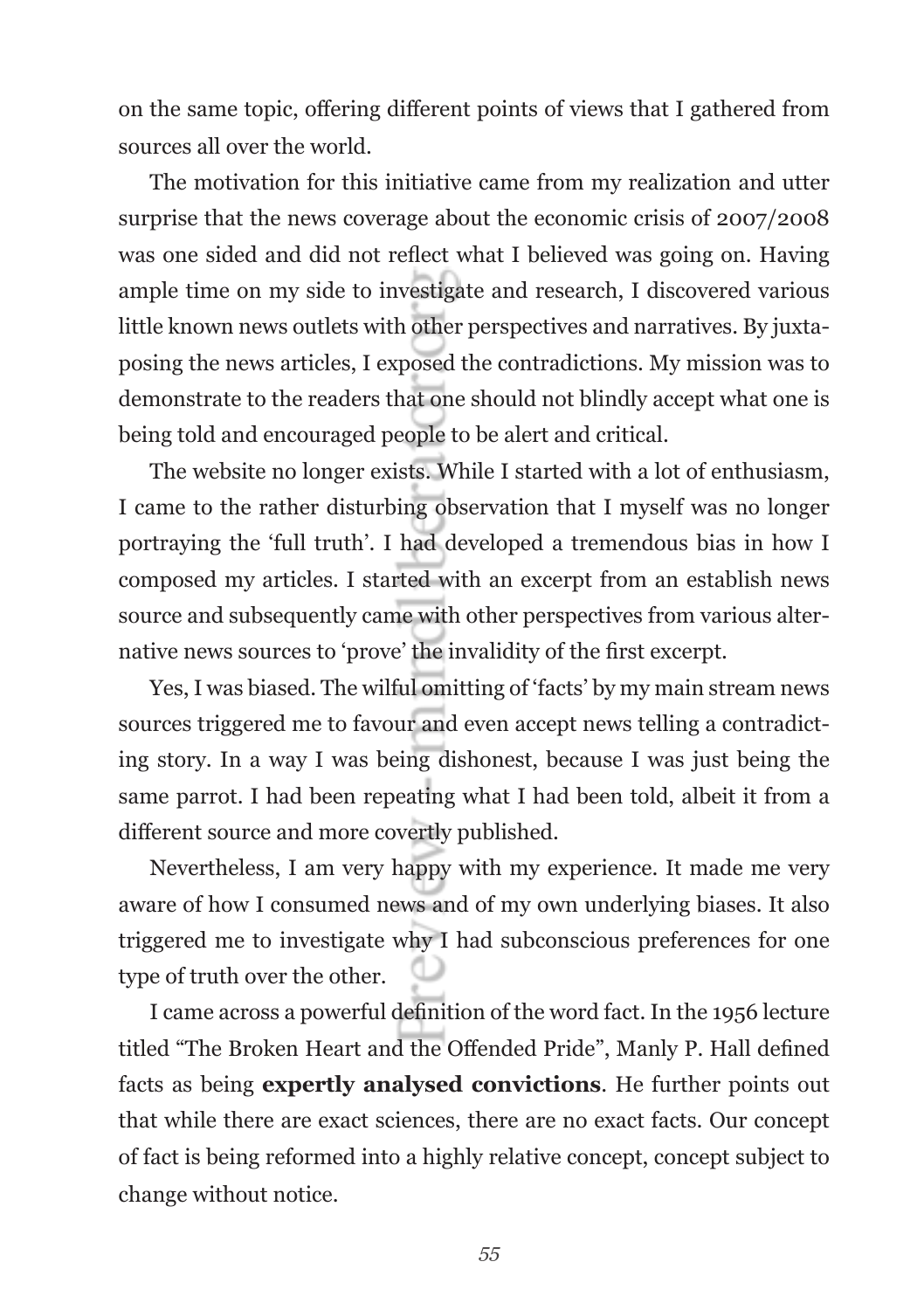on the same topic, offering different points of views that I gathered from sources all over the world.

The motivation for this initiative came from my realization and utter surprise that the news coverage about the economic crisis of 2007/2008 was one sided and did not reflect what I believed was going on. Having ample time on my side to investigate and research, I discovered various little known news outlets with other perspectives and narratives. By juxtaposing the news articles, I exposed the contradictions. My mission was to demonstrate to the readers that one should not blindly accept what one is being told and encouraged people to be alert and critical.

The website no longer exists. While I started with a lot of enthusiasm, I came to the rather disturbing observation that I myself was no longer portraying the 'full truth'. I had developed a tremendous bias in how I composed my articles. I started with an excerpt from an establish news source and subsequently came with other perspectives from various alternative news sources to 'prove' the invalidity of the first excerpt.

Yes, I was biased. The wilful omitting of 'facts' by my main stream news sources triggered me to favour and even accept news telling a contradicting story. In a way I was being dishonest, because I was just being the same parrot. I had been repeating what I had been told, albeit it from a different source and more covertly published.

Nevertheless, I am very happy with my experience. It made me very aware of how I consumed news and of my own underlying biases. It also triggered me to investigate why I had subconscious preferences for one type of truth over the other.

I came across a powerful definition of the word fact. In the 1956 lecture titled "The Broken Heart and the Offended Pride", Manly P. Hall defined facts as being **expertly analysed convictions**. He further points out that while there are exact sciences, there are no exact facts. Our concept of fact is being reformed into a highly relative concept, concept subject to change without notice.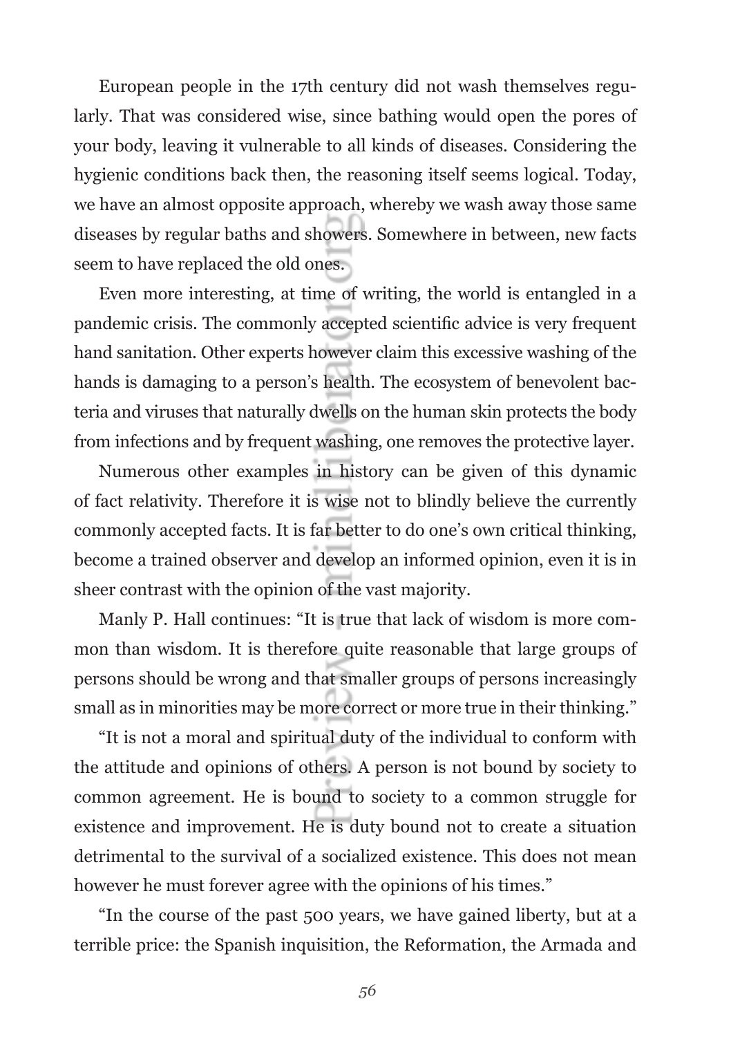European people in the 17th century did not wash themselves regularly. That was considered wise, since bathing would open the pores of your body, leaving it vulnerable to all kinds of diseases. Considering the hygienic conditions back then, the reasoning itself seems logical. Today, we have an almost opposite approach, whereby we wash away those same diseases by regular baths and showers. Somewhere in between, new facts seem to have replaced the old ones.

Even more interesting, at time of writing, the world is entangled in a pandemic crisis. The commonly accepted scientific advice is very frequent hand sanitation. Other experts however claim this excessive washing of the hands is damaging to a person's health. The ecosystem of benevolent bacteria and viruses that naturally dwells on the human skin protects the body from infections and by frequent washing, one removes the protective layer.

Numerous other examples in history can be given of this dynamic of fact relativity. Therefore it is wise not to blindly believe the currently commonly accepted facts. It is far better to do one's own critical thinking, become a trained observer and develop an informed opinion, even it is in sheer contrast with the opinion of the vast majority.

Manly P. Hall continues: "It is true that lack of wisdom is more common than wisdom. It is therefore quite reasonable that large groups of persons should be wrong and that smaller groups of persons increasingly small as in minorities may be more correct or more true in their thinking."

"It is not a moral and spiritual duty of the individual to conform with the attitude and opinions of others. A person is not bound by society to common agreement. He is bound to society to a common struggle for existence and improvement. He is duty bound not to create a situation detrimental to the survival of a socialized existence. This does not mean however he must forever agree with the opinions of his times."

"In the course of the past 500 years, we have gained liberty, but at a terrible price: the Spanish inquisition, the Reformation, the Armada and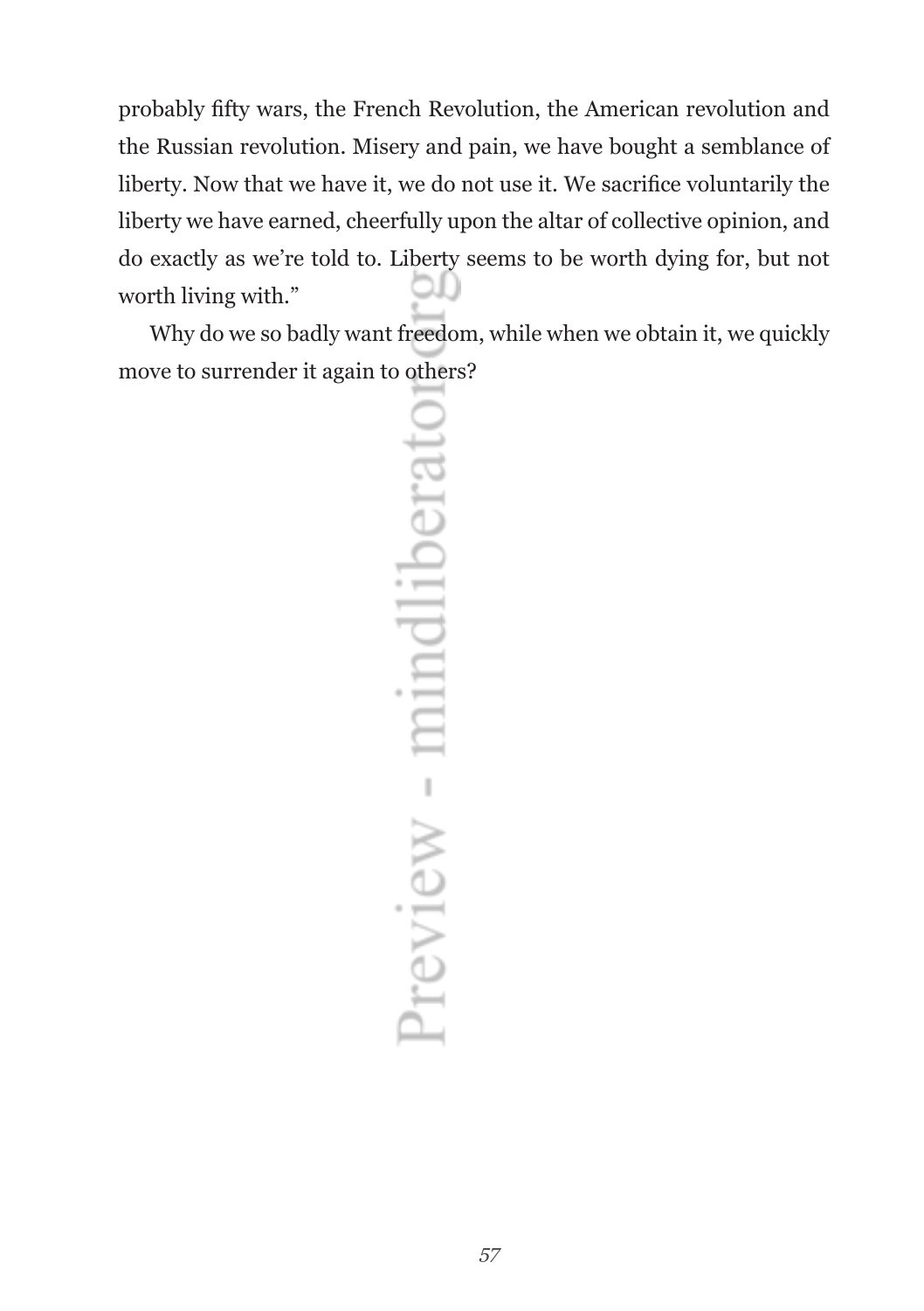probably fifty wars, the French Revolution, the American revolution and the Russian revolution. Misery and pain, we have bought a semblance of liberty. Now that we have it, we do not use it. We sacrifice voluntarily the liberty we have earned, cheerfully upon the altar of collective opinion, and do exactly as we're told to. Liberty seems to be worth dying for, but not worth living with."

Why do we so badly want freedom, while when we obtain it, we quickly move to surrender it again to others?